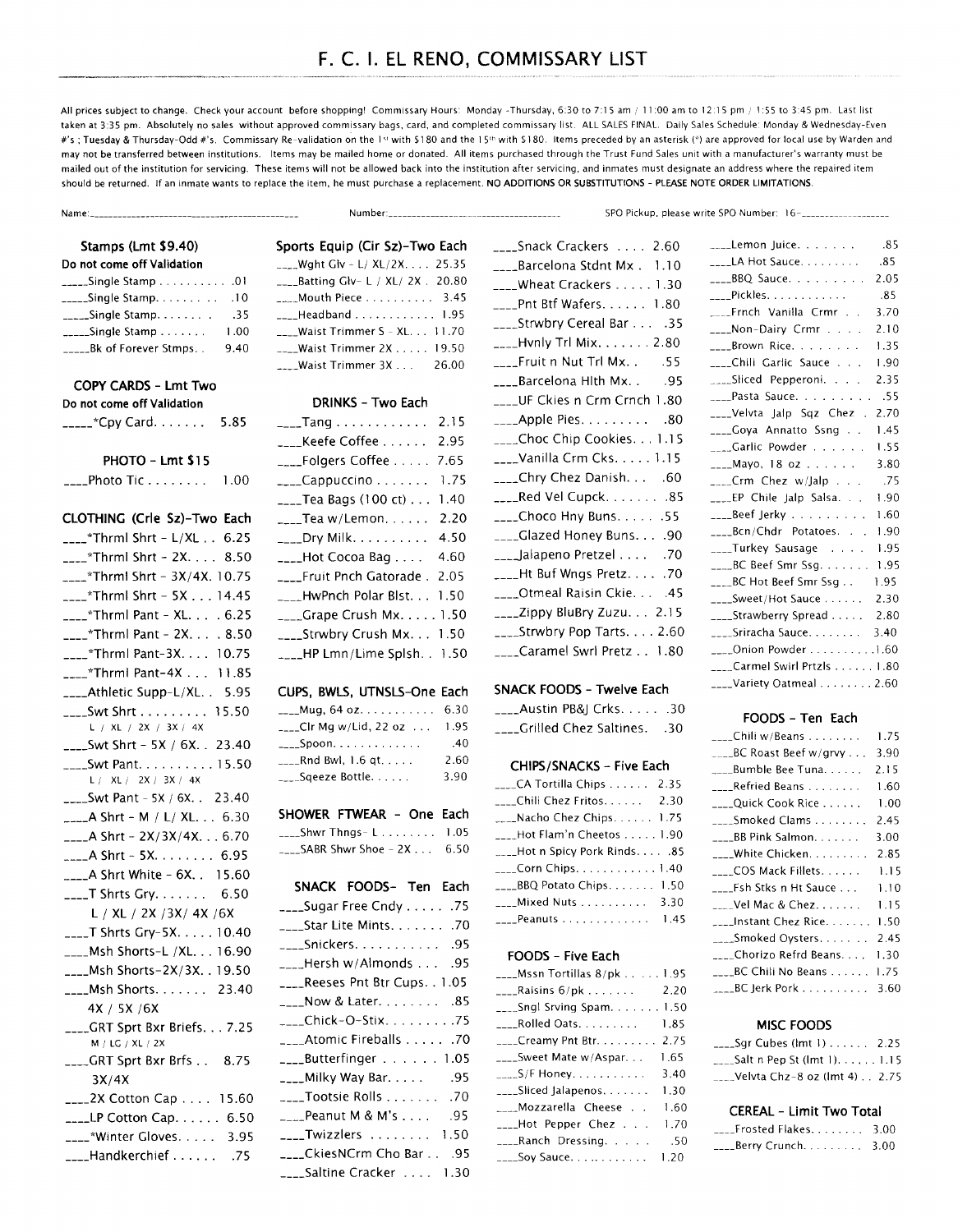# F. C. I. EL RENO, COMMISSARY LIST

All prices subject to change. Check your account before shopping! Commissary Hours: Monday -Thursday, 6:30 to 7:15 am / 11:00 am to 12:15 pm / 1:55 to 3:45 pm. Last list taken at 3:35 pm. Absolutely no sales without approved commissary bags, card, and completed commissary list. ALL SALES FINAL. Daily Sales Schedule: Monday & Wednesday-Even #'s ; Tuesday & Thursday-Odd #'s. Commissary Re-validation on the 1st with $180 and the 15th with $180. Items preceded by an asterisk (*) are approved for local use by Warden and may not be transferred between institutions. Items may be mailed home or donated. All items purchased through the Trust Fund Sales unit with a manufacturer's warranty must be mailed out of the institution for servicing. These items will not be allowed back into the institution after servicing, and inmates must designate an address where the repaired item should be returned. If an inmate wants to replace the item, he must purchase a replacement. **NO ADDITIONS OR SUBSTITUTIONS - PLEASE NOTE ORDER LIMITATIONS.**

Name:_______________________ Number:_______________________ SPO Pickup, please write SPO Number: 16-__________

### Stamps (Lmt $9.40)
**Do not come off Validation**

| Item | Price |
|---|---|
| ____Single Stamp | .01 |
| ____Single Stamp | .10 |
| ____Single Stamp | .35 |
| ____Single Stamp | 1.00 |
| ____Bk of Forever Stmps. | 9.40 |

### COPY CARDS - Lmt Two
**Do not come off Validation**

| Item | Price |
|---|---|
| ____*Cpy Card | 5.85 |

### PHOTO - Lmt $15

| Item | Price |
|---|---|
| ____Photo Tic | 1.00 |

### CLOTHING (Crle Sz)-Two Each

| Item | Price |
|---|---|
| ____*Thrml Shrt - L/XL | 6.25 |
| ____*Thrml Shrt - 2X | 8.50 |
| ____*Thrml Shrt - 3X/4X | 10.75 |
| ____*Thrml Shrt - 5X | 14.45 |
| ____*Thrml Pant - XL | 6.25 |
| ____*Thrml Pant - 2X | 8.50 |
| ____*Thrml Pant-3X | 10.75 |
| ____*Thrml Pant-4X | 11.85 |
| ____Athletic Supp-L/XL | 5.95 |
| ____Swt Shrt (L / XL / 2X / 3X / 4X) | 15.50 |
| ____Swt Shrt - 5X / 6X | 23.40 |
| ____Swt Pant (L / XL / 2X / 3X / 4X) | 15.50 |
| ____Swt Pant - 5X / 6X | 23.40 |
| ____A Shrt - M / L/ XL | 6.30 |
| ____A Shrt - 2X/3X/4X | 6.70 |
| ____A Shrt - 5X | 6.95 |
| ____A Shrt White - 6X | 15.60 |
| ____T Shrts Gry. (L / XL / 2X /3X/ 4X /6X) | 6.50 |
| ____T Shrts Gry-5X | 10.40 |
| ____Msh Shorts-L /XL | 16.90 |
| ____Msh Shorts-2X/3X | 19.50 |
| ____Msh Shorts. (4X / 5X /6X) | 23.40 |
| ____GRT Sprt Bxr Briefs. (M / LG / XL / 2X) | 7.25 |
| ____GRT Sprt Bxr Brfs (3X/4X) | 8.75 |
| ____2X Cotton Cap | 15.60 |
| ____LP Cotton Cap | 6.50 |
| ____*Winter Gloves | 3.95 |
| ____Handkerchief | .75 |

### Sports Equip (Cir Sz)-Two Each

| Item | Price |
|---|---|
| ____Wght Glv - L/ XL/2X | 25.35 |
| ____Batting Glv- L / XL/ 2X | 20.80 |
| ____Mouth Piece | 3.45 |
| ____Headband | 1.95 |
| ____Waist Trimmer S - XL | 11.70 |
| ____Waist Trimmer 2X | 19.50 |
| ____Waist Trimmer 3X | 26.00 |

### DRINKS - Two Each

| Item | Price |
|---|---|
| ____Tang | 2.15 |
| ____Keefe Coffee | 2.95 |
| ____Folgers Coffee | 7.65 |
| ____Cappuccino | 1.75 |
| ____Tea Bags (100 ct) | 1.40 |
| ____Tea w/Lemon | 2.20 |
| ____Dry Milk | 4.50 |
| ____Hot Cocoa Bag | 4.60 |
| ____Fruit Pnch Gatorade | 2.05 |
| ____HwPnch Polar Blst | 1.50 |
| ____Grape Crush Mx | 1.50 |
| ____Strwbry Crush Mx | 1.50 |
| ____HP Lmn/Lime Splsh | 1.50 |

### CUPS, BWLS, UTNSLS-One Each

| Item | Price |
|---|---|
| ____Mug, 64 oz | 6.30 |
| ____Clr Mg w/Lid, 22 oz | 1.95 |
| ____Spoon | .40 |
| ____Rnd Bwl, 1.6 qt | 2.60 |
| ____Sqeeze Bottle | 3.90 |

### SHOWER FTWEAR - One Each

| Item | Price |
|---|---|
| ____Shwr Thngs- L | 1.05 |
| ____SABR Shwr Shoe - 2X | 6.50 |

### SNACK FOODS- Ten Each

| Item | Price |
|---|---|
| ____Sugar Free Cndy | .75 |
| ____Star Lite Mints | .70 |
| ____Snickers | .95 |
| ____Hersh w/Almonds | .95 |
| ____Reeses Pnt Btr Cups | 1.05 |
| ____Now & Later | .85 |
| ____Chick-O-Stix | .75 |
| ____Atomic Fireballs | .70 |
| ____Butterfinger | 1.05 |
| ____Milky Way Bar | .95 |
| ____Tootsie Rolls | .70 |
| ____Peanut M & M's | .95 |
| ____Twizzlers | 1.50 |
| ____CkiesNCrm Cho Bar | .95 |
| ____Saltine Cracker | 1.30 |
| ____Snack Crackers | 2.60 |
| ____Barcelona Stdnt Mx | 1.10 |
| ____Wheat Crackers | 1.30 |
| ____Pnt Btf Wafers | 1.80 |
| ____Strwbry Cereal Bar | .35 |
| ____Hvnly Trl Mix | 2.80 |
| ____Fruit n Nut Trl Mx | .55 |
| ____Barcelona Hlth Mx | .95 |
| ____UF Ckies n Crm Crnch | 1.80 |
| ____Apple Pies | .80 |
| ____Choc Chip Cookies | 1.15 |
| ____Vanilla Crm Cks | 1.15 |
| ____Chry Chez Danish | .60 |
| ____Red Vel Cupck | .85 |
| ____Choco Hny Buns | .55 |
| ____Glazed Honey Buns | .90 |
| ____Jalapeno Pretzel | .70 |
| ____Ht Buf Wngs Pretz | .70 |
| ____Otmeal Raisin Ckie | .45 |
| ____Zippy BluBry Zuzu | 2.15 |
| ____Strwbry Pop Tarts | 2.60 |
| ____Caramel Swrl Pretz | 1.80 |

### SNACK FOODS - Twelve Each

| Item | Price |
|---|---|
| ____Austin PB&J Crks | .30 |
| ____Grilled Chez Saltines | .30 |

### CHIPS/SNACKS - Five Each

| Item | Price |
|---|---|
| ____CA Tortilla Chips | 2.35 |
| ____Chili Chez Fritos | 2.30 |
| ____Nacho Chez Chips | 1.75 |
| ____Hot Flam'n Cheetos | 1.90 |
| ____Hot n Spicy Pork Rinds | .85 |
| ____Corn Chips | 1.40 |
| ____BBQ Potato Chips | 1.50 |
| ____Mixed Nuts | 3.30 |
| ____Peanuts | 1.45 |

### FOODS - Five Each

| Item | Price |
|---|---|
| ____Mssn Tortillas 8/pk | 1.95 |
| ____Raisins 6/pk | 2.20 |
| ____Sngl Srving Spam | 1.50 |
| ____Rolled Oats | 1.85 |
| ____Creamy Pnt Btr | 2.75 |
| ____Sweet Mate w/Aspar | 1.65 |
| ____S/F Honey | 3.40 |
| ____Sliced Jalapenos | 1.30 |
| ____Mozzarella Cheese | 1.60 |
| ____Hot Pepper Chez | 1.70 |
| ____Ranch Dressing | .50 |
| ____Soy Sauce | 1.20 |
| ____Lemon Juice | .85 |
| ____LA Hot Sauce | .85 |
| ____BBQ Sauce | 2.05 |
| ____Pickles | .85 |
| ____Frnch Vanilla Crmr | 3.70 |
| ____Non-Dairy Crmr | 2.10 |
| ____Brown Rice | 1.35 |
| ____Chili Garlic Sauce | 1.90 |
| ____Sliced Pepperoni | 2.35 |
| ____Pasta Sauce | .55 |
| ____Velvta Jalp Sqz Chez | 2.70 |
| ____Goya Annatto Ssng | 1.45 |
| ____Garlic Powder | 1.55 |
| ____Mayo, 18 oz | 3.80 |
| ____Crm Chez w/Jalp | .75 |
| ____EP Chile Jalp Salsa | 1.90 |
| ____Beef Jerky | 1.60 |
| ____Bcn/Chdr Potatoes | 1.90 |
| ____Turkey Sausage | 1.95 |
| ____BC Beef Smr Ssg | 1.95 |
| ____BC Hot Beef Smr Ssg | 1.95 |
| ____Sweet/Hot Sauce | 2.30 |
| ____Strawberry Spread | 2.80 |
| ____Sriracha Sauce | 3.40 |
| ____Onion Powder | 1.60 |
| ____Carmel Swirl Prtzls | 1.80 |
| ____Variety Oatmeal | 2.60 |

### FOODS - Ten Each

| Item | Price |
|---|---|
| ____Chili w/Beans | 1.75 |
| ____BC Roast Beef w/grvy | 3.90 |
| ____Bumble Bee Tuna | 2.15 |
| ____Refried Beans | 1.60 |
| ____Quick Cook Rice | 1.00 |
| ____Smoked Clams | 2.45 |
| ____BB Pink Salmon | 3.00 |
| ____White Chicken | 2.85 |
| ____COS Mack Fillets | 1.15 |
| ____Fsh Stks n Ht Sauce | 1.10 |
| ____Vel Mac & Chez | 1.15 |
| ____Instant Chez Rice | 1.50 |
| ____Smoked Oysters | 2.45 |
| ____Chorizo Refrd Beans | 1.30 |
| ____BC Chili No Beans | 1.75 |
| ____BC Jerk Pork | 3.60 |

### MISC FOODS

| Item | Price |
|---|---|
| ____Sgr Cubes (lmt 1) | 2.25 |
| ____Salt n Pep St (lmt 1) | 1.15 |
| ____Velvta Chz-8 oz (lmt 4) | 2.75 |

### CEREAL - Limit Two Total

| Item | Price |
|---|---|
| ____Frosted Flakes | 3.00 |
| ____Berry Crunch | 3.00 |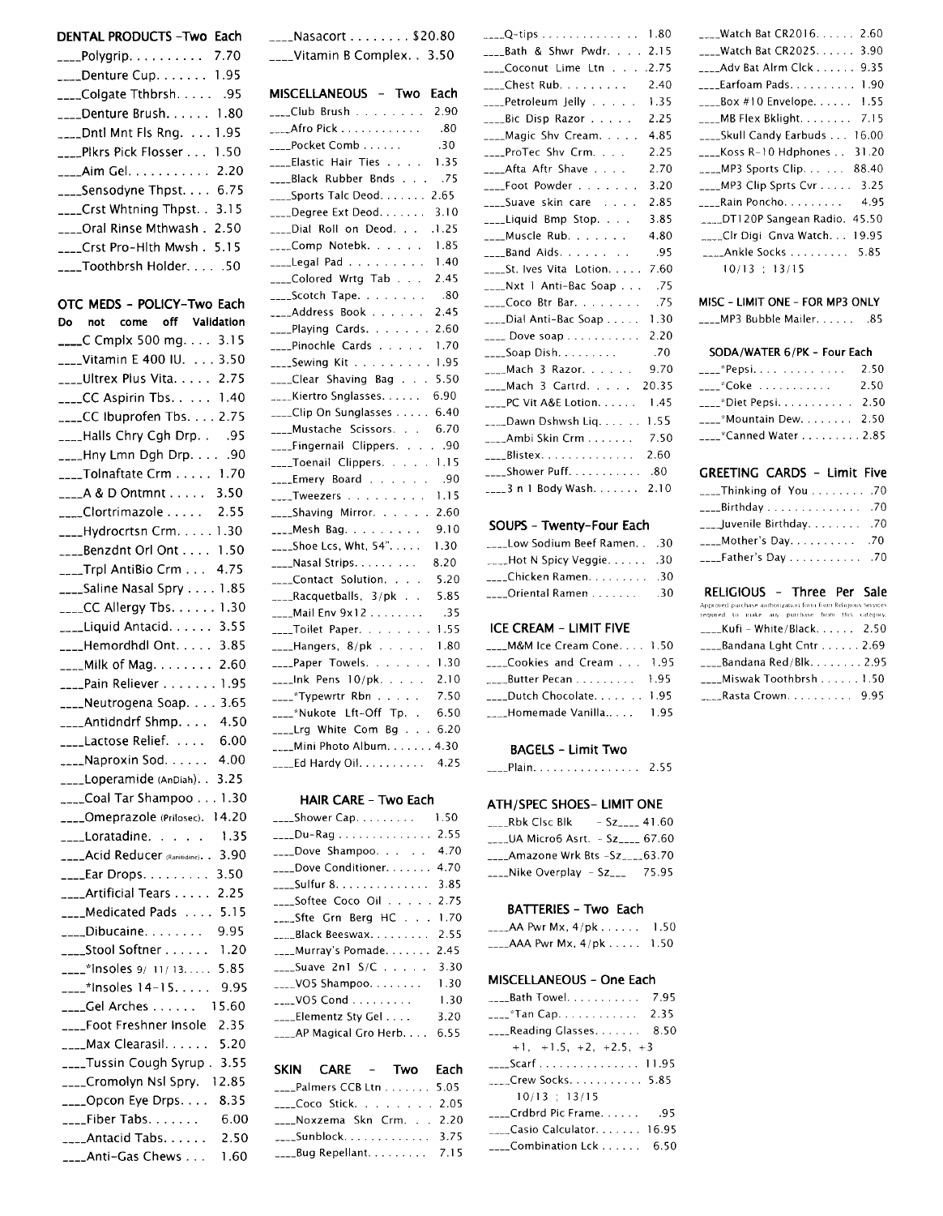## DENTAL PRODUCTS -Two Each

- ____Polygrip. . . . . . . . . . 7.70
- ____Denture Cup. . . . . . . 1.95
- ____Colgate Tthbrsh. . . . . .95
- ____Denture Brush. . . . . . 1.80
- ____Dntl Mnt Fls Rng. . . . 1.95
- ____Plkrs Pick Flosser . . . 1.50
- ____Aim Gel. . . . . . . . . . . 2.20
- ____Sensodyne Thpst. . . . 6.75
- ____Crst Whtning Thpst. . 3.15
- ____Oral Rinse Mthwash . 2.50
- ____Crst Pro-Hlth Mwsh . 5.15
- ____Toothbrsh Holder. . . . .50

## OTC MEDS - POLICY-Two Each

**Do not come off Validation**

- ____C Cmplx 500 mg. . . . 3.15
- ____Vitamin E 400 IU. . . . 3.50
- ____Ultrex Plus Vita. . . . . 2.75
- ____CC Aspirin Tbs. . . . . 1.40
- ____CC Ibuprofen Tbs. . . . 2.75
- ____Halls Chry Cgh Drp. . .95
- ____Hny Lmn Dgh Drp. . . . .90
- ____Tolnaftate Crm . . . . . 1.70
- ____A & D Ontmnt . . . . . 3.50
- ____Clortrimazole . . . . . 2.55
- ____Hydrocrtsn Crm. . . . . 1.30
- ____Benzdnt Orl Ont . . . . 1.50
- ____Trpl AntiBio Crm . . . 4.75
- ____Saline Nasal Spry . . . . 1.85
- ____CC Allergy Tbs. . . . . . 1.30
- ____Liquid Antacid. . . . . . 3.55
- ____Hemordhdl Ont. . . . . 3.85
- ____Milk of Mag. . . . . . . . 2.60
- ____Pain Reliever . . . . . . . 1.95
- ____Neutrogena Soap. . . . 3.65
- ____Antidndrf Shmp. . . . 4.50
- ____Lactose Relief. . . . . 6.00
- ____Naproxin Sod. . . . . . 4.00
- ____Loperamide (AnDiah). . 3.25
- ____Coal Tar Shampoo . . . 1.30
- ____Omeprazole (Prilosec). 14.20
- ____Loratadine. . . . . 1.35
- ____Acid Reducer (Ranitidine). . 3.90
- ____Ear Drops. . . . . . . . . 3.50
- ____Artificial Tears . . . . . 2.25
- ____Medicated Pads . . . . 5.15
- ____Dibucaine. . . . . . . . 9.95
- ____Stool Softner . . . . . . 1.20
- ____*Insoles 9/ 11/ 13. . . . . 5.85
- ____*Insoles 14-15. . . . . 9.95
- ____Gel Arches . . . . . . 15.60
- ____Foot Freshner Insole 2.35
- ____Max Clearasil. . . . . . 5.20
- ____Tussin Cough Syrup . 3.55
- ____Cromolyn Nsl Spry. 12.85
- ____Opcon Eye Drps. . . . 8.35
- ____Fiber Tabs. . . . . . . 6.00
- ____Antacid Tabs. . . . . . 2.50
- ____Anti-Gas Chews . . . 1.60
- ____Nasacort . . . . . . . . $20.80
- ____Vitamin B Complex. . 3.50

## MISCELLANEOUS - Two Each

- ____Club Brush . . . . . . . . 2.90
- ____Afro Pick . . . . . . . . . . . .80
- ____Pocket Comb . . . . . . .30
- ____Elastic Hair Ties . . . . 1.35
- ____Black Rubber Bnds . . . .75
- ____Sports Talc Deod. . . . . . . 2.65
- ____Degree Ext Deod. . . . . . . 3.10
- ____Dial Roll on Deod. . . 1.25
- ____Comp Notebk. . . . . . 1.85
- ____Legal Pad . . . . . . . . . 1.40
- ____Colored Wrtg Tab . . . 2.45
- ____Scotch Tape. . . . . . . . .80
- ____Address Book . . . . . . 2.45
- ____Playing Cards. . . . . . . 2.60
- ____Pinochle Cards . . . . . 1.70
- ____Sewing Kit . . . . . . . . . 1.95
- ____Clear Shaving Bag . . . 5.50
- ____Kiertro Snglasses. . . . . . 6.90
- ____Clip On Sunglasses . . . . . 6.40
- ____Mustache Scissors. . . 6.70
- ____Fingernail Clippers. . . . .90
- ____Toenail Clippers. . . . . 1.15
- ____Emery Board . . . . . . .90
- ____Tweezers . . . . . . . . . 1.15
- ____Shaving Mirror. . . . . . 2.60
- ____Mesh Bag. . . . . . . . . 9.10
- ____Shoe Lcs, Wht, 54". . . . 1.30
- ____Nasal Strips. . . . . . . . 8.20
- ____Contact Solution. . . . 5.20
- ____Racquetballs, 3/pk . . 5.85
- ____Mail Env 9x12 . . . . . . . .35
- ____Toilet Paper. . . . . . . . 1.55
- ____Hangers, 8/pk . . . . . 1.80
- ____Paper Towels. . . . . . . 1.30
- ____Ink Pens 10/pk. . . . . 2.10
- ____*Typewrtr Rbn . . . . . 7.50
- ____*Nukote Lft-Off Tp. . 6.50
- ____Lrg White Com Bg . . . 6.20
- ____Mini Photo Album. . . . . . . 4.30
- ____Ed Hardy Oil. . . . . . . . . 4.25

## HAIR CARE - Two Each

- ____Shower Cap. . . . . . . . . 1.50
- ____Du-Rag . . . . . . . . . . . . . 2.55
- ____Dove Shampoo. . . . . 4.70
- ____Dove Conditioner. . . . . . 4.70
- ____Sulfur 8. . . . . . . . . . . . . 3.85
- ____Softee Coco Oil . . . . . 2.75
- ____Sfte Grn Berg HC . . . 1.70
- ____Black Beeswax. . . . . . . . 2.55
- ____Murray's Pomade. . . . . . 2.45
- ____Suave 2n1 S/C . . . . . 3.30
- ____VO5 Shampoo. . . . . . . . 1.30
- ____VO5 Cond . . . . . . . . . 1.30
- ____Elementz Sty Gel . . . . 3.20
- ____AP Magical Gro Herb. . . . 6.55

## SKIN CARE - Two Each

- ____Palmers CCB Ltn . . . . . . 5.05
- ____Coco Stick. . . . . . . . 2.05
- ____Noxzema Skn Crm. . . 2.20
- ____Sunblock. . . . . . . . . . . . 3.75
- ____Bug Repellant. . . . . . . . . 7.15
- ____Q-tips . . . . . . . . . . . . . . 1.80
- ____Bath & Shwr Pwdr. . . . 2.15
- ____Coconut Lime Ltn . . . . 2.75
- ____Chest Rub. . . . . . . . . 2.40
- ____Petroleum Jelly . . . . . 1.35
- ____Bic Disp Razor . . . . . 2.25
- ____Magic Shv Cream. . . . . 4.85
- ____ProTec Shv Crm. . . . 2.25
- ____Afta Aftr Shave . . . . 2.70
- ____Foot Powder . . . . . . . 3.20
- ____Suave skin care . . . . 2.85
- ____Liquid Bmp Stop. . . . 3.85
- ____Muscle Rub. . . . . . . 4.80
- ____Band Aids. . . . . . . . .95
- ____St. Ives Vita Lotion. . . . . 7.60
- ____Nxt 1 Anti-Bac Soap . . . .75
- ____Coco Btr Bar. . . . . . . . .75
- ____Dial Anti-Bac Soap . . . . . 1.30
- ____ Dove soap . . . . . . . . . . . 2.20
- ____Soap Dish. . . . . . . . . .70
- ____Mach 3 Razor. . . . . . 9.70
- ____Mach 3 Cartrd. . . . . 20.35
- ____PC Vit A&E Lotion. . . . . . 1.45
- ____Dawn Dshwsh Liq. . . . . . 1.55
- ____Ambi Skin Crm . . . . . . . 7.50
- ____Blistex. . . . . . . . . . . . . . 2.60
- ____Shower Puff. . . . . . . . . . .80
- ____3 n 1 Body Wash. . . . . . . 2.10

## SOUPS - Twenty-Four Each

- ____Low Sodium Beef Ramen. . .30
- ____Hot N Spicy Veggie. . . . . . .30
- ____Chicken Ramen. . . . . . . . . .30
- ____Oriental Ramen . . . . . . . .30

## ICE CREAM - LIMIT FIVE

- ____M&M Ice Cream Cone. . . . 1.50
- ____Cookies and Cream . . . 1.95
- ____Butter Pecan . . . . . . . . . 1.95
- ____Dutch Chocolate. . . . . . . 1.95
- ____Homemade Vanilla.. . . . 1.95

## BAGELS - Limit Two

- ____Plain. . . . . . . . . . . . . . . . 2.55

## ATH/SPEC SHOES- LIMIT ONE

- ____Rbk Clsc Blk - Sz____ 41.60
- ____UA Micro6 Asrt. - Sz____ 67.60
- ____Amazone Wrk Bts -Sz____63.70
- ____Nike Overplay - Sz___ 75.95

## BATTERIES - Two Each

- ____AA Pwr Mx, 4/pk . . . . . . 1.50
- ____AAA Pwr Mx, 4/pk . . . . . 1.50

## MISCELLANEOUS - One Each

- ____Bath Towel. . . . . . . . . . . 7.95
- ____*Tan Cap. . . . . . . . . . . . 2.35
- ____Reading Glasses. . . . . . . 8.50
  +1, +1.5, +2, +2.5, +3
- ____Scarf . . . . . . . . . . . . . . . 11.95
- ____Crew Socks. . . . . . . . . . . 5.85
  10/13 ; 13/15
- ____Crdbrd Pic Frame. . . . . . .95
- ____Casio Calculator. . . . . . . 16.95
- ____Combination Lck . . . . . . 6.50
- ____Watch Bat CR2016. . . . . . 2.60
- ____Watch Bat CR2025. . . . . . 3.90
- ____Adv Bat Alrm Clck . . . . . . 9.35
- ____Earfoam Pads. . . . . . . . . . 1.90
- ____Box #10 Envelope. . . . . . 1.55
- ____MB Flex Bklight. . . . . . . . 7.15
- ____Skull Candy Earbuds . . . 16.00
- ____Koss R-10 Hdphones . . 31.20
- ____MP3 Sports Clip. . . . . . 88.40
- ____MP3 Clip Sprts Cvr . . . . . 3.25
- ____Rain Poncho. . . . . . . . . 4.95
- ____DT120P Sangean Radio. 45.50
- ____Clr Digi Gnva Watch. . . 19.95
- ____Ankle Socks . . . . . . . . . 5.85
  10/13 ; 13/15

## MISC - LIMIT ONE - FOR MP3 ONLY

- ____MP3 Bubble Mailer. . . . . . .85

## SODA/WATER 6/PK - Four Each

- ____*Pepsi. . . . . . . . . . . . . 2.50
- ____*Coke . . . . . . . . . . . 2.50
- ____*Diet Pepsi. . . . . . . . . . . 2.50
- ____*Mountain Dew. . . . . . . . 2.50
- ____*Canned Water . . . . . . . . . 2.85

## GREETING CARDS - Limit Five

- ____Thinking of You . . . . . . . . .70
- ____Birthday . . . . . . . . . . . . . .70
- ____Juvenile Birthday. . . . . . . .70
- ____Mother's Day. . . . . . . . . . .70
- ____Father's Day . . . . . . . . . . .70

## RELIGIOUS - Three Per Sale

Approved purchase authorization form from Religious Services required to make any purchase from this category.

- ____Kufi - White/Black. . . . . . 2.50
- ____Bandana Lght Cntr . . . . . . 2.69
- ____Bandana Red/Blk. . . . . . . . 2.95
- ____Miswak Toothbrsh . . . . . . 1.50
- ____Rasta Crown. . . . . . . . . . 9.95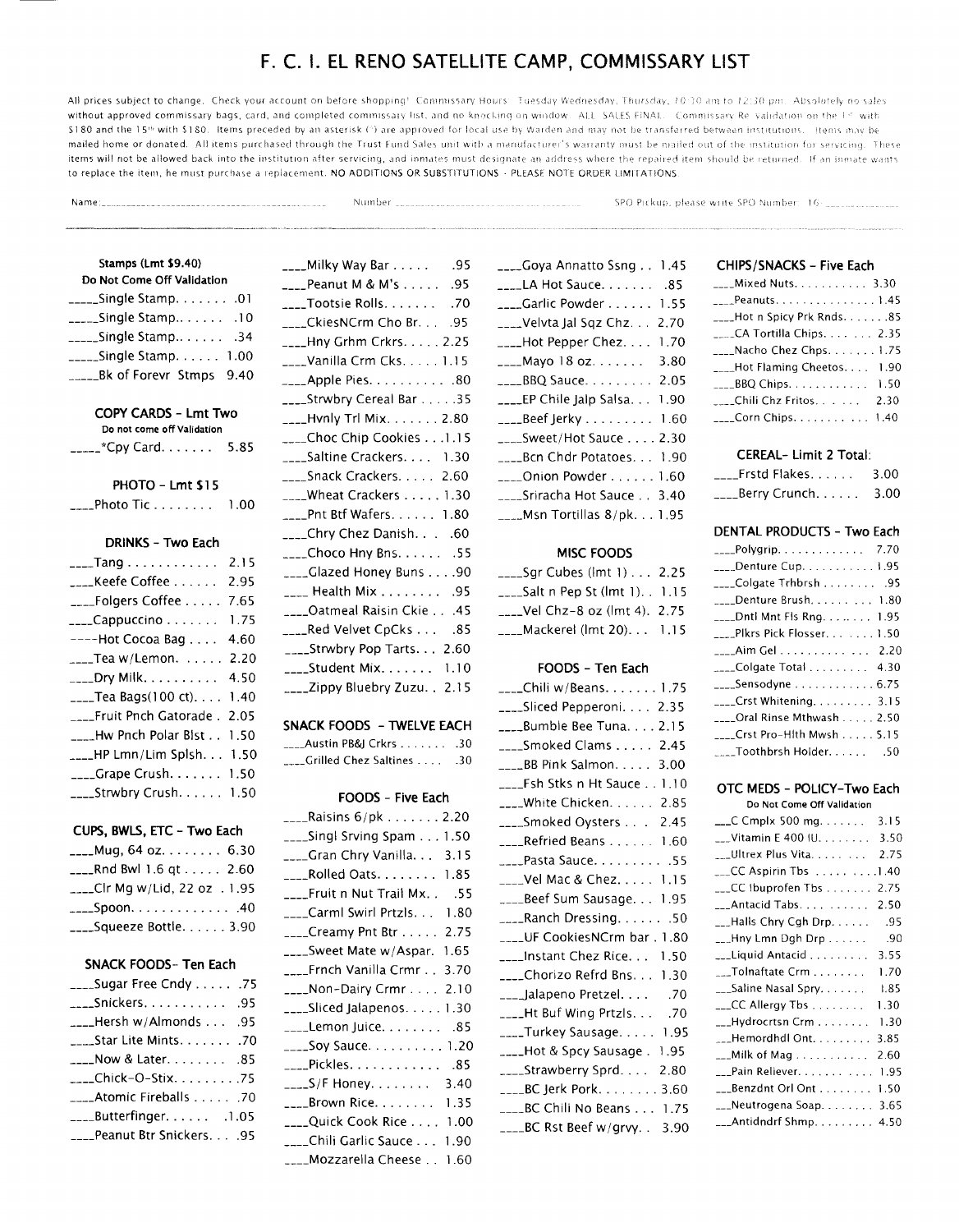# F. C. I. EL RENO SATELLITE CAMP, COMMISSARY LIST

All prices subject to change. Check your account on before shopping! Commissary Hours: Tuesday Wednesday, Thursday, 10:30 am to 12:30 pm. Absolutely no sales without approved commissary bags, card, and completed commissary list, and no knocking on window. ALL SALES FINAL. Commissary Re-validation on the 1st with $180 and the 15th with $180. Items preceded by an asterisk (*) are approved for local use by Warden and may not be transferred between institutions. Items may be mailed home or donated. All items purchased through the Trust Fund Sales unit with a manufacturer's warranty must be mailed out of the institution for servicing. These items will not be allowed back into the institution after servicing, and inmates must designate an address where the repaired item should be returned. If an inmate wants to replace the item, he must purchase a replacement. NO ADDITIONS OR SUBSTITUTIONS - PLEASE NOTE ORDER LIMITATIONS.

Name:______________________ Number ______________________ SPO Pickup, please write SPO Number: 16-__________

**Stamps (Lmt $9.40)**
**Do Not Come Off Validation**
- _____Single Stamp. . . . . . . .01
- _____Single Stamp. . . . . . . .10
- _____Single Stamp. . . . . . . .34
- _____Single Stamp. . . . . . 1.00
- _____Bk of Forevr Stmps 9.40

**COPY CARDS - Lmt Two**
**Do not come off Validation**
- _____*Cpy Card. . . . . . . 5.85

**PHOTO - Lmt $15**
- ____Photo Tic . . . . . . . . 1.00

**DRINKS - Two Each**
- ____Tang . . . . . . . . . . . . 2.15
- ____Keefe Coffee . . . . . . 2.95
- ____Folgers Coffee . . . . . 7.65
- ____Cappuccino . . . . . . . 1.75
- ----Hot Cocoa Bag . . . . 4.60
- ____Tea w/Lemon. . . . . . 2.20
- ____Dry Milk. . . . . . . . . . 4.50
- ____Tea Bags(100 ct). . . . 1.40
- ____Fruit Pnch Gatorade . 2.05
- ____Hw Pnch Polar Blst . . 1.50
- ____HP Lmn/Lim Splsh. . . 1.50
- ____Grape Crush. . . . . . . 1.50
- ____Strwbry Crush. . . . . . 1.50

**CUPS, BWLS, ETC - Two Each**
- ____Mug, 64 oz. . . . . . . . 6.30
- ____Rnd Bwl 1.6 qt . . . . . 2.60
- ____Clr Mg w/Lid, 22 oz . 1.95
- ____Spoon. . . . . . . . . . . . . .40
- ____Squeeze Bottle. . . . . . 3.90

**SNACK FOODS- Ten Each**
- ____Sugar Free Cndy . . . . . .75
- ____Snickers. . . . . . . . . . . .95
- ____Hersh w/Almonds . . . .95
- ____Star Lite Mints. . . . . . . .70
- ____Now & Later. . . . . . . . .85
- ____Chick-O-Stix. . . . . . . . .75
- ____Atomic Fireballs . . . . . .70
- ____Butterfinger. . . . . . .1.05
- ____Peanut Btr Snickers. . . .95
- ____Milky Way Bar . . . . . .95
- ____Peanut M & M's . . . . . .95
- ____Tootsie Rolls. . . . . . . .70
- ____CkiesNCrm Cho Br. . . .95
- ____Hny Grhm Crkrs. . . . . 2.25
- ____Vanilla Crm Cks. . . . . 1.15
- ____Apple Pies. . . . . . . . . . .80
- ____Strwbry Cereal Bar . . . . .35
- ____Hvnly Trl Mix. . . . . . . 2.80
- ____Choc Chip Cookies . . .1.15
- ____Saltine Crackers. . . . 1.30
- ____Snack Crackers. . . . . 2.60
- ____Wheat Crackers . . . . . 1.30
- ____Pnt Btf Wafers. . . . . . 1.80
- ____Chry Chez Danish. . . .60
- ____Choco Hny Bns. . . . . . .55
- ____Glazed Honey Buns . . . .90
- ____ Health Mix . . . . . . . . .95
- ____Oatmeal Raisin Ckie . . .45
- ____Red Velvet CpCks . . . .85
- ____Strwbry Pop Tarts. . . 2.60
- ____Student Mix. . . . . . . 1.10
- ____Zippy Bluebry Zuzu. . 2.15

**SNACK FOODS - TWELVE EACH**
- ____Austin PB&J Crkrs . . . . . . . .30
- ____Grilled Chez Saltines . . . . .30

**FOODS - Five Each**
- ____Raisins 6/pk . . . . . . . 2.20
- ____Singl Srving Spam . . . 1.50
- ____Gran Chry Vanilla. . . 3.15
- ____Rolled Oats. . . . . . . . 1.85
- ____Fruit n Nut Trail Mx. . .55
- ____Carml Swirl Prtzls. . . 1.80
- ____Creamy Pnt Btr . . . . . 2.75
- ____Sweet Mate w/Aspar. 1.65
- ____Frnch Vanilla Crmr . . 3.70
- ____Non-Dairy Crmr . . . . 2.10
- ____Sliced Jalapenos. . . . . 1.30
- ____Lemon Juice. . . . . . . . .85
- ____Soy Sauce. . . . . . . . . . 1.20
- ____Pickles. . . . . . . . . . . . .85
- ____S/F Honey. . . . . . . . 3.40
- ____Brown Rice. . . . . . . . 1.35
- ____Quick Cook Rice . . . . 1.00
- ____Chili Garlic Sauce . . . 1.90
- ____Mozzarella Cheese . . 1.60
- ____Goya Annatto Ssng . . 1.45
- ____LA Hot Sauce. . . . . . . .85
- ____Garlic Powder . . . . . . 1.55
- ____Velvta Jal Sqz Chz. . . 2.70
- ____Hot Pepper Chez. . . . 1.70
- ____Mayo 18 oz. . . . . . . 3.80
- ____BBQ Sauce. . . . . . . . . 2.05
- ____EP Chile Jalp Salsa. . . 1.90
- ____Beef Jerky . . . . . . . . . 1.60
- ____Sweet/Hot Sauce . . . . 2.30
- ____Bcn Chdr Potatoes. . . 1.90
- ____Onion Powder . . . . . . 1.60
- ____Sriracha Hot Sauce . . 3.40
- ____Msn Tortillas 8/pk. . . 1.95

**MISC FOODS**
- ____Sgr Cubes (lmt 1) . . . 2.25
- ____Salt n Pep St (lmt 1). . 1.15
- ____Vel Chz-8 oz (lmt 4). 2.75
- ____Mackerel (lmt 20). . . 1.15

**FOODS - Ten Each**
- ____Chili w/Beans. . . . . . . 1.75
- ____Sliced Pepperoni. . . . 2.35
- ____Bumble Bee Tuna. . . . 2.15
- ____Smoked Clams . . . . . 2.45
- ____BB Pink Salmon. . . . . 3.00
- ____Fsh Stks n Ht Sauce . . 1.10
- ____White Chicken. . . . . . 2.85
- ____Smoked Oysters . . . 2.45
- ____Refried Beans . . . . . . 1.60
- ____Pasta Sauce. . . . . . . . . .55
- ____Vel Mac & Chez. . . . . 1.15
- ____Beef Sum Sausage. . . 1.95
- ____Ranch Dressing. . . . . . .50
- ____UF CookiesNCrm bar . 1.80
- ____Instant Chez Rice. . . 1.50
- ____Chorizo Refrd Bns. . . 1.30
- ____Jalapeno Pretzel. . . . .70
- ____Ht Buf Wing Prtzls. . . .70
- ____Turkey Sausage. . . . . 1.95
- ____Hot & Spcy Sausage . 1.95
- ____Strawberry Sprd. . . . 2.80
- ____BC Jerk Pork. . . . . . . . 3.60
- ____BC Chili No Beans . . . 1.75
- ____BC Rst Beef w/grvy. . 3.90

**CHIPS/SNACKS - Five Each**
- ____Mixed Nuts. . . . . . . . . . 3.30
- ____Peanuts. . . . . . . . . . . . . 1.45
- ____Hot n Spicy Prk Rnds. . . . . . .85
- ____CA Tortilla Chips. . . . . . . 2.35
- ____Nacho Chez Chps. . . . . . 1.75
- ____Hot Flaming Cheetos. . . . 1.90
- ____BBQ Chips. . . . . . . . . . . 1.50
- ____Chili Chz Fritos. . . . . . 2.30
- ____Corn Chips. . . . . . . . . . 1.40

**CEREAL- Limit 2 Total:**
- ____Frstd Flakes. . . . . . 3.00
- ____Berry Crunch. . . . . . 3.00

**DENTAL PRODUCTS - Two Each**
- ____Polygrip. . . . . . . . . . . . . 7.70
- ____Denture Cup. . . . . . . . . . . 1.95
- ____Colgate Trhbrsh . . . . . . . . .95
- ____Denture Brush. . . . . . . . . 1.80
- ____Dntl Mnt Fls Rng. . . . . . . 1.95
- ____Plkrs Pick Flosser. . . . . . . 1.50
- ____Aim Gel . . . . . . . . . . . . 2.20
- ____Colgate Total . . . . . . . . . 4.30
- ____Sensodyne . . . . . . . . . . . . 6.75
- ____Crst Whitening. . . . . . . . . 3.15
- ____Oral Rinse Mthwash . . . . . 2.50
- ____Crst Pro-Hlth Mwsh . . . . . 5.15
- ____Toothbrsh Holder. . . . . . .50

**OTC MEDS - POLICY-Two Each**
**Do Not Come Off Validation**
- ___C Cmplx 500 mg. . . . . . . 3.15
- ___Vitamin E 400 IU. . . . . . . . 3.50
- ___Ultrex Plus Vita. . . . . . . . 2.75
- ___CC Aspirin Tbs . . . . . . . .1.40
- ___CC Ibuprofen Tbs . . . . . . . 2.75
- ___Antacid Tabs. . . . . . . . . . 2.50
- ___Halls Chry Cgh Drp. . . . . .95
- ___Hny Lmn Dgh Drp . . . . . . .90
- ___Liquid Antacid . . . . . . . . . 3.55
- ___Tolnaftate Crm . . . . . . . . 1.70
- ___Saline Nasal Spry. . . . . . . 1.85
- ___CC Allergy Tbs . . . . . . . . 1.30
- ___Hydrocrtsn Crm . . . . . . . . 1.30
- ___Hemordhdl Ont. . . . . . . . . 3.85
- ___Milk of Mag . . . . . . . . . . . 2.60
- ___Pain Reliever. . . . . . . . . . . 1.95
- ___Benzdnt Orl Ont . . . . . . . . 1.50
- ___Neutrogena Soap. . . . . . . . 3.65
- ___Antidndrf Shmp. . . . . . . . . 4.50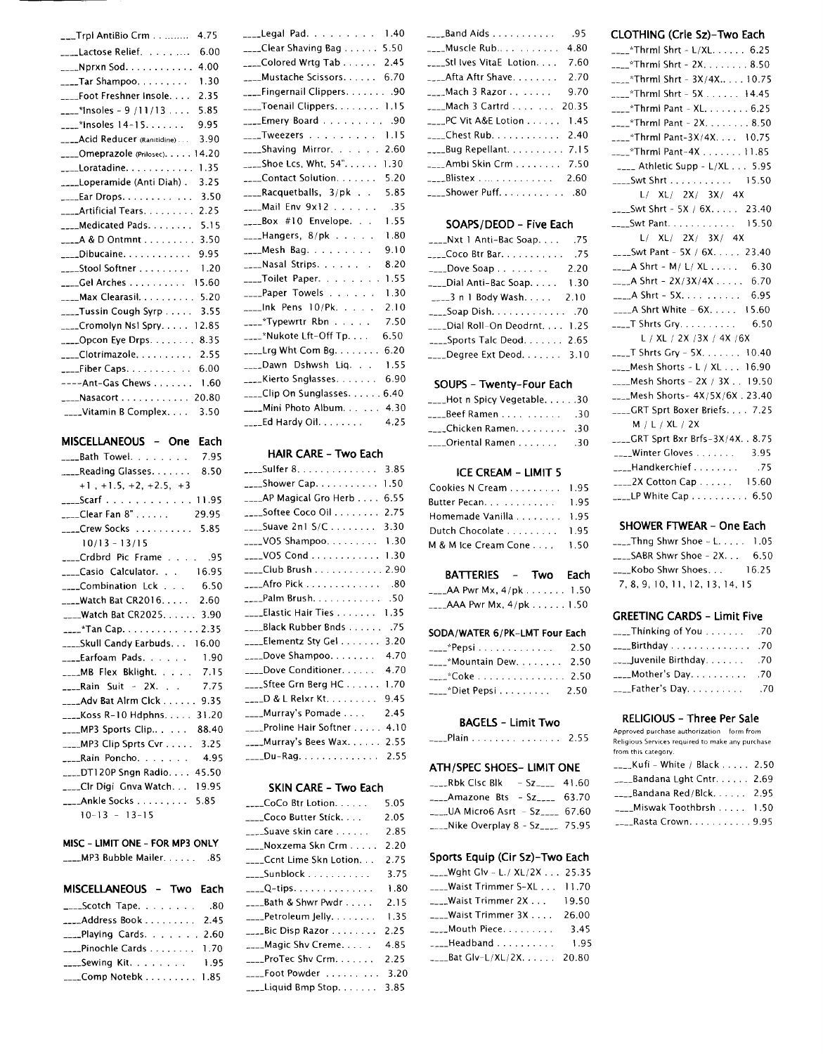___Trpl AntiBio Crm . . . . . . . . 4.75
____Lactose Relief. . . . . . . . 6.00
____Nprxn Sod. . . . . . . . . . . 4.00
____Tar Shampoo. . . . . . . . . 1.30
____Foot Freshner Insole. . . . 2.35
____*Insoles - 9 /11/13 . . . . 5.85
____*Insoles 14-15. . . . . . . 9.95
____Acid Reducer (Ranitidine) . . . 3.90
____Omeprazole (Prilosec). . . . . 14.20
____Loratadine. . . . . . . . . . . 1.35
____Loperamide (Anti Diah) . 3.25
____Ear Drops. . . . . . . . . . . 3.50
____Artificial Tears. . . . . . . . 2.25
____Medicated Pads. . . . . . . 5.15
____A & D Ontmnt . . . . . . . . 3.50
____Dibucaine. . . . . . . . . . . 9.95
____Stool Softner . . . . . . . . 1.20
____Gel Arches . . . . . . . . . 15.60
____Max Clearasil. . . . . . . . . 5.20
____Tussin Cough Syrp . . . . . 3.55
____Cromolyn Nsl Spry. . . . . 12.85
____Opcon Eye Drps. . . . . . . 8.35
____Clotrimazole. . . . . . . . . 2.55
____Fiber Caps. . . . . . . . . . 6.00
----Ant-Gas Chews . . . . . . . 1.60
____Nasacort . . . . . . . . . . . 20.80
____Vitamin B Complex. . . . 3.50

## MISCELLANEOUS - One Each

____Bath Towel. . . . . . . . 7.95
____Reading Glasses. . . . . . . 8.50
+1 , +1.5, +2, +2.5, +3
____Scarf . . . . . . . . . . . . 11.95
____Clear Fan 8" . . . . . . 29.95
____Crew Socks . . . . . . . . . 5.85
10/13 - 13/15
____Crdbrd Pic Frame . . . . .95
____Casio Calculator. . . 16.95
____Combination Lck . . . 6.50
____Watch Bat CR2016. . . . . 2.60
____Watch Bat CR2025. . . . . . 3.90
____*Tan Cap. . . . . . . . . . . 2.35
____Skull Candy Earbuds. . . 16.00
____Earfoam Pads. . . . . . 1.90
____MB Flex Bklight. . . . . 7.15
____Rain Suit - 2X. . . 7.75
____Adv Bat Alrm Clck . . . . . . 9.35
____Koss R-10 Hdphns. . . . . 31.20
____MP3 Sports Clip.. . . . 88.40
____MP3 Clip Sprts Cvr . . . . . 3.25
____Rain Poncho. . . . . . . 4.95
____DT120P Sngn Radio. . . . 45.50
____Clr Digi Gnva Watch. . . 19.95
____Ankle Socks . . . . . . . . . 5.85
10-13 - 13-15

## MISC - LIMIT ONE - FOR MP3 ONLY

____MP3 Bubble Mailer. . . . . . .85

## MISCELLANEOUS - Two Each

____Scotch Tape. . . . . . . . .80
____Address Book . . . . . . . . 2.45
____Playing Cards. . . . . . . 2.60
____Pinochle Cards . . . . . . . 1.70
____Sewing Kit. . . . . . . . 1.95
____Comp Notebk . . . . . . . . 1.85
____Legal Pad. . . . . . . . . 1.40
____Clear Shaving Bag . . . . . . 5.50
____Colored Wrtg Tab . . . . . . 2.45
____Mustache Scissors. . . . . . 6.70
____Fingernail Clippers. . . . . . . .90
____Toenail Clippers. . . . . . . . 1.15
____Emery Board . . . . . . . . . .90
____Tweezers . . . . . . . . . 1.15
____Shaving Mirror. . . . . . 2.60
____Shoe Lcs, Wht, 54". . . . . . 1.30
____Contact Solution. . . . . . 5.20
____Racquetballs, 3/pk . . 5.85
____Mail Env 9x12 . . . . . . .35
____Box #10 Envelope. . . 1.55
____Hangers, 8/pk . . . . . 1.80
____Mesh Bag. . . . . . . . . 9.10
____Nasal Strips. . . . . . . 8.20
____Toilet Paper. . . . . . . . 1.55
____Paper Towels . . . . . . 1.30
____Ink Pens 10/Pk. . . . . 2.10
____*Typewrtr Rbn . . . . . 7.50
____*Nukote Lft-Off Tp. . . . 6.50
____Lrg Wht Com Bg. . . . . . . 6.20
____Dawn Dshwsh Liq. . . 1.55
____Kierto Snglasses. . . . . . . 6.90
____Clip On Sunglasses. . . . . . 6.40
____Mini Photo Album. . . . . 4.30
____Ed Hardy Oil. . . . . . . . 4.25

## HAIR CARE - Two Each

____Sulfer 8. . . . . . . . . . . . . 3.85
____Shower Cap. . . . . . . . . . 1.50
____AP Magical Gro Herb . . . . 6.55
____Softee Coco Oil . . . . . . . . 2.75
____Suave 2n1 S/C . . . . . . . . 3.30
____VO5 Shampoo. . . . . . . . . 1.30
____VO5 Cond . . . . . . . . . . . 1.30
____Club Brush . . . . . . . . . . . . 2.90
____Afro Pick . . . . . . . . . . . . .80
____Palm Brush. . . . . . . . . . . .50
____Elastic Hair Ties . . . . . . . 1.35
____Black Rubber Bnds . . . . . . .75
____Elementz Sty Gel . . . . . . . 3.20
____Dove Shampoo. . . . . . . . 4.70
____Dove Conditioner. . . . . . . 4.70
____Sftee Grn Berg HC . . . . . . 1.70
____D & L Relxr Kt. . . . . . . . 9.45
____Murray's Pomade . . . . 2.45
____Proline Hair Softner . . . . . 4.10
____Murray's Bees Wax. . . . . . 2.55
____Du-Rag. . . . . . . . . . . . . . 2.55

## SKIN CARE - Two Each

____CoCo Btr Lotion. . . . . . 5.05
____Coco Butter Stick. . . . 2.05
____Suave skin care . . . . . . 2.85
____Noxzema Skn Crm . . . . . 2.20
____Ccnt Lime Skn Lotion. . . 2.75
____Sunblock . . . . . . . . . . . 3.75
____Q-tips. . . . . . . . . . . . . . 1.80
____Bath & Shwr Pwdr . . . . . 2.15
____Petroleum Jelly. . . . . . . . 1.35
____Bic Disp Razor . . . . . . . . 2.25
____Magic Shv Creme. . . . . 4.85
____ProTec Shv Crm. . . . . . . 2.25
____Foot Powder . . . . . . . . 3.20
____Liquid Bmp Stop. . . . . . . 3.85
____Band Aids . . . . . . . . . . . .95
____Muscle Rub. . . . . . . . . . . 4.80
____Stl Ives VitaE Lotion. . . . 7.60
____Afta Aftr Shave. . . . . . . . 2.70
____Mach 3 Razor . . . . . . . 9.70
____Mach 3 Cartrd . . . . . . . 20.35
____PC Vit A&E Lotion . . . . . . 1.45
____Chest Rub. . . . . . . . . . . 2.40
____Bug Repellant. . . . . . . . . 7.15
____Ambi Skin Crm . . . . . . . . 7.50
____Blistex . . . . . . . . . . . . 2.60
____Shower Puff. . . . . . . . . . .80

## SOAPS/DEOD - Five Each

____Nxt 1 Anti-Bac Soap. . . . .75
____Coco Btr Bar. . . . . . . . . . .75
____Dove Soap . . . . . . . . 2.20
____Dial Anti-Bac Soap. . . . . 1.30
____3 n 1 Body Wash. . . . . 2.10
____Soap Dish. . . . . . . . . . . . .70
____Dial Roll-On Deodrnt. . . . 1.25
____Sports Talc Deod. . . . . . . 2.65
____Degree Ext Deod. . . . . . . 3.10

## SOUPS - Twenty-Four Each

____Hot n Spicy Vegetable. . . . . .30
____Beef Ramen . . . . . . . . . . .30
____Chicken Ramen. . . . . . . . . .30
____Oriental Ramen . . . . . . . .30

## ICE CREAM - LIMIT 5

Cookies N Cream . . . . . . . . . 1.95
Butter Pecan. . . . . . . . . . . 1.95
Homemade Vanilla . . . . . . . . 1.95
Dutch Chocolate . . . . . . . . . 1.95
M & M Ice Cream Cone . . . . 1.50

## BATTERIES - Two Each

____AA Pwr Mx, 4/pk . . . . . . . 1.50
____AAA Pwr Mx, 4/pk . . . . . . 1.50

## SODA/WATER 6/PK-LMT Four Each

____*Pepsi . . . . . . . . . . . . 2.50
____*Mountain Dew. . . . . . . . 2.50
____*Coke . . . . . . . . . . . . . . 2.50
____*Diet Pepsi . . . . . . . . . 2.50

## BAGELS - Limit Two

____Plain . . . . . . . . . . . . . . 2.55

## ATH/SPEC SHOES- LIMIT ONE

____Rbk Clsc Blk - Sz____ 41.60
____Amazone Bts - Sz____ 63.70
____UA Micro6 Asrt - Sz____ 67.60
____Nike Overplay 8 - Sz____ 75.95

## Sports Equip (Cir Sz)-Two Each

____Wght Glv - L./ XL/2X . . . 25.35
____Waist Trimmer S-XL . . . 11.70
____Waist Trimmer 2X . . . 19.50
____Waist Trimmer 3X . . . . 26.00
____Mouth Piece. . . . . . . . . 3.45
____Headband . . . . . . . . . . 1.95
____Bat Glv-L/XL/2X. . . . . . 20.80

## CLOTHING (Crle Sz)-Two Each

____*Thrml Shrt - L/XL. . . . . . 6.25
____*Thrml Shrt - 2X. . . . . . . . 8.50
____*Thrml Shrt - 3X/4X.. . . . 10.75
____*Thrml Shrt - 5X . . . . . . 14.45
____*Thrml Pant - XL. . . . . . . . 6.25
____*Thrml Pant - 2X. . . . . . . . 8.50
____*Thrml Pant-3X/4X. . . . 10.75
____*Thrml Pant-4X . . . . . . . 11.85
____ Athletic Supp - L/XL . . . 5.95
____Swt Shrt . . . . . . . . . . . 15.50
L/ XL/ 2X/ 3X/ 4X
____Swt Shrt - 5X / 6X. . . . . 23.40
____Swt Pant. . . . . . . . . . . . 15.50
L/ XL/ 2X/ 3X/ 4X
____Swt Pant - 5X / 6X. . . . . 23.40
____A Shrt - M/ L/ XL . . . . . 6.30
____A Shrt - 2X/3X/4X . . . . . 6.70
____A Shrt - 5X. . . . . . . . . . 6.95
____A Shrt White - 6X. . . . . 15.60
____T Shrts Gry. . . . . . . . . . 6.50
L / XL / 2X /3X / 4X /6X
____T Shrts Gry - 5X. . . . . . . 10.40
____Mesh Shorts - L / XL . . . 16.90
____Mesh Shorts - 2X / 3X . . 19.50
____Mesh Shorts- 4X/5X/6X . 23.40
____GRT Sprt Boxer Briefs. . . . 7.25
M / L / XL / 2X
____GRT Sprt Bxr Brfs-3X/4X. . 8.75
____Winter Gloves . . . . . . . 3.95
____Handkerchief . . . . . . . . .75
____2X Cotton Cap . . . . . . 15.60
____LP White Cap . . . . . . . . . . 6.50

## SHOWER FTWEAR - One Each

____Thng Shwr Shoe - L. . . . . 1.05
____SABR Shwr Shoe - 2X. . . 6.50
____Kobo Shwr Shoes. . . . 16.25
7, 8, 9, 10, 11, 12, 13, 14, 15

## GREETING CARDS - Limit Five

____Thinking of You . . . . . . . .70
____Birthday . . . . . . . . . . . . . .70
____Juvenile Birthday. . . . . . . .70
____Mother's Day. . . . . . . . . .70
____Father's Day. . . . . . . . . .70

## RELIGIOUS - Three Per Sale

Approved purchase authorization form from Religious Services required to make any purchase from this category.

____Kufi - White / Black . . . . . 2.50
____Bandana Lght Cntr. . . . . . 2.69
____Bandana Red/Blck. . . . . . 2.95
____Miswak Toothbrsh . . . . . 1.50
____Rasta Crown. . . . . . . . . . . 9.95